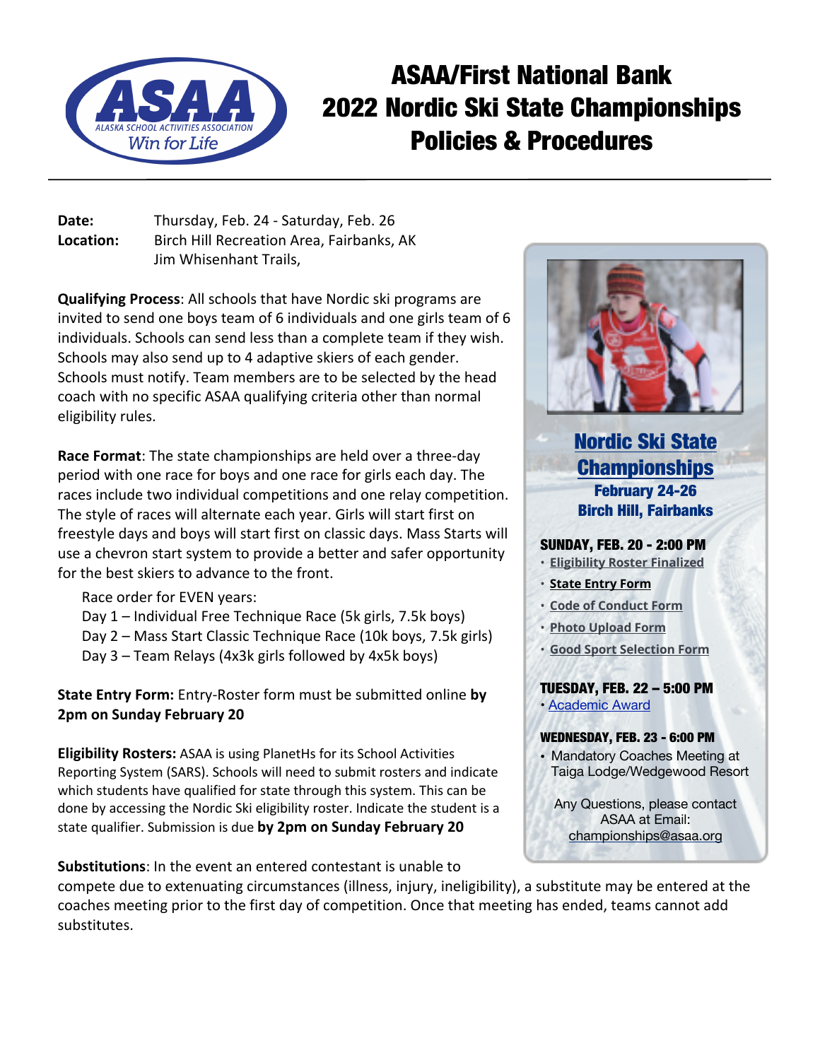# ASAA/First National Bank 2022 Nordic Ski State Championships Policies & Procedures

ASAA — Alaska School Activities Association — Win for Life

**Date:** Thursday, Feb. 24 - Saturday, Feb. 26

**Location:** Birch Hill Recreation Area, Fairbanks, AK
Jim Whisenhant Trails,

**Qualifying Process**: All schools that have Nordic ski programs are invited to send one boys team of 6 individuals and one girls team of 6 individuals. Schools can send less than a complete team if they wish. Schools may also send up to 4 adaptive skiers of each gender. Schools must notify. Team members are to be selected by the head coach with no specific ASAA qualifying criteria other than normal eligibility rules.

**Race Format**: The state championships are held over a three-day period with one race for boys and one race for girls each day. The races include two individual competitions and one relay competition. The style of races will alternate each year. Girls will start first on freestyle days and boys will start first on classic days. Mass Starts will use a chevron start system to provide a better and safer opportunity for the best skiers to advance to the front.

Race order for EVEN years:
- Day 1 – Individual Free Technique Race (5k girls, 7.5k boys)
- Day 2 – Mass Start Classic Technique Race (10k boys, 7.5k girls)
- Day 3 – Team Relays (4x3k girls followed by 4x5k boys)

**State Entry Form:** Entry-Roster form must be submitted online **by 2pm on Sunday February 20**

**Eligibility Rosters:** ASAA is using PlanetHs for its School Activities Reporting System (SARS). Schools will need to submit rosters and indicate which students have qualified for state through this system. This can be done by accessing the Nordic Ski eligibility roster. Indicate the student is a state qualifier. Submission is due **by 2pm on Sunday February 20**

**Substitutions**: In the event an entered contestant is unable to compete due to extenuating circumstances (illness, injury, ineligibility), a substitute may be entered at the coaches meeting prior to the first day of competition. Once that meeting has ended, teams cannot add substitutions.

---

## Nordic Ski State Championships

**February 24-26**
**Birch Hill, Fairbanks**

**SUNDAY, FEB. 20 - 2:00 PM**
- Eligibility Roster Finalized
- State Entry Form
- Code of Conduct Form
- Photo Upload Form
- Good Sport Selection Form

**TUESDAY, FEB. 22 – 5:00 PM**
- Academic Award

**WEDNESDAY, FEB. 23 - 6:00 PM**
- Mandatory Coaches Meeting at Taiga Lodge/Wedgewood Resort

Any Questions, please contact ASAA at Email: championships@asaa.org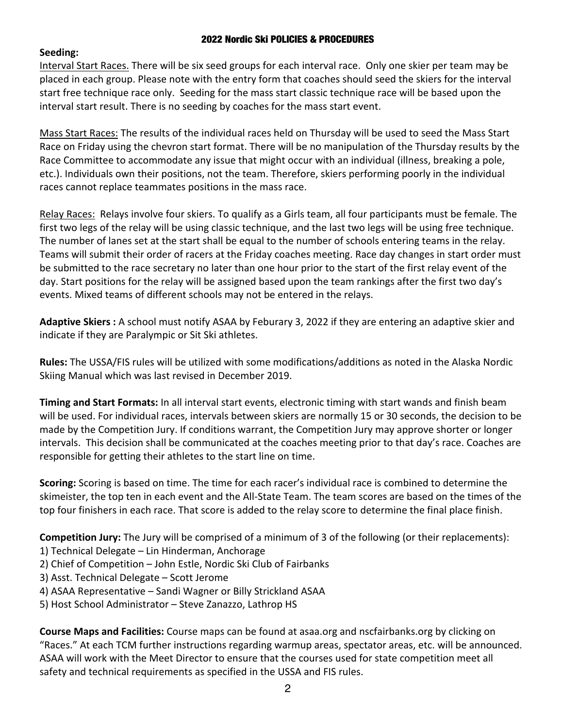## 2022 Nordic Ski POLICIES & PROCEDURES

**Seeding:**

Interval Start Races. There will be six seed groups for each interval race. Only one skier per team may be placed in each group. Please note with the entry form that coaches should seed the skiers for the interval start free technique race only. Seeding for the mass start classic technique race will be based upon the interval start result. There is no seeding by coaches for the mass start event.

Mass Start Races: The results of the individual races held on Thursday will be used to seed the Mass Start Race on Friday using the chevron start format. There will be no manipulation of the Thursday results by the Race Committee to accommodate any issue that might occur with an individual (illness, breaking a pole, etc.). Individuals own their positions, not the team. Therefore, skiers performing poorly in the individual races cannot replace teammates positions in the mass race.

Relay Races: Relays involve four skiers. To qualify as a Girls team, all four participants must be female. The first two legs of the relay will be using classic technique, and the last two legs will be using free technique. The number of lanes set at the start shall be equal to the number of schools entering teams in the relay. Teams will submit their order of racers at the Friday coaches meeting. Race day changes in start order must be submitted to the race secretary no later than one hour prior to the start of the first relay event of the day. Start positions for the relay will be assigned based upon the team rankings after the first two day's events. Mixed teams of different schools may not be entered in the relays.

**Adaptive Skiers :** A school must notify ASAA by Feburary 3, 2022 if they are entering an adaptive skier and indicate if they are Paralympic or Sit Ski athletes.

**Rules:** The USSA/FIS rules will be utilized with some modifications/additions as noted in the Alaska Nordic Skiing Manual which was last revised in December 2019.

**Timing and Start Formats:** In all interval start events, electronic timing with start wands and finish beam will be used. For individual races, intervals between skiers are normally 15 or 30 seconds, the decision to be made by the Competition Jury. If conditions warrant, the Competition Jury may approve shorter or longer intervals. This decision shall be communicated at the coaches meeting prior to that day's race. Coaches are responsible for getting their athletes to the start line on time.

**Scoring:** Scoring is based on time. The time for each racer's individual race is combined to determine the skimeister, the top ten in each event and the All-State Team. The team scores are based on the times of the top four finishers in each race. That score is added to the relay score to determine the final place finish.

**Competition Jury:** The Jury will be comprised of a minimum of 3 of the following (or their replacements):
1) Technical Delegate – Lin Hinderman, Anchorage
2) Chief of Competition – John Estle, Nordic Ski Club of Fairbanks
3) Asst. Technical Delegate – Scott Jerome
4) ASAA Representative – Sandi Wagner or Billy Strickland ASAA
5) Host School Administrator – Steve Zanazzo, Lathrop HS

**Course Maps and Facilities:** Course maps can be found at asaa.org and nscfairbanks.org by clicking on "Races." At each TCM further instructions regarding warmup areas, spectator areas, etc. will be announced. ASAA will work with the Meet Director to ensure that the courses used for state competition meet all safety and technical requirements as specified in the USSA and FIS rules.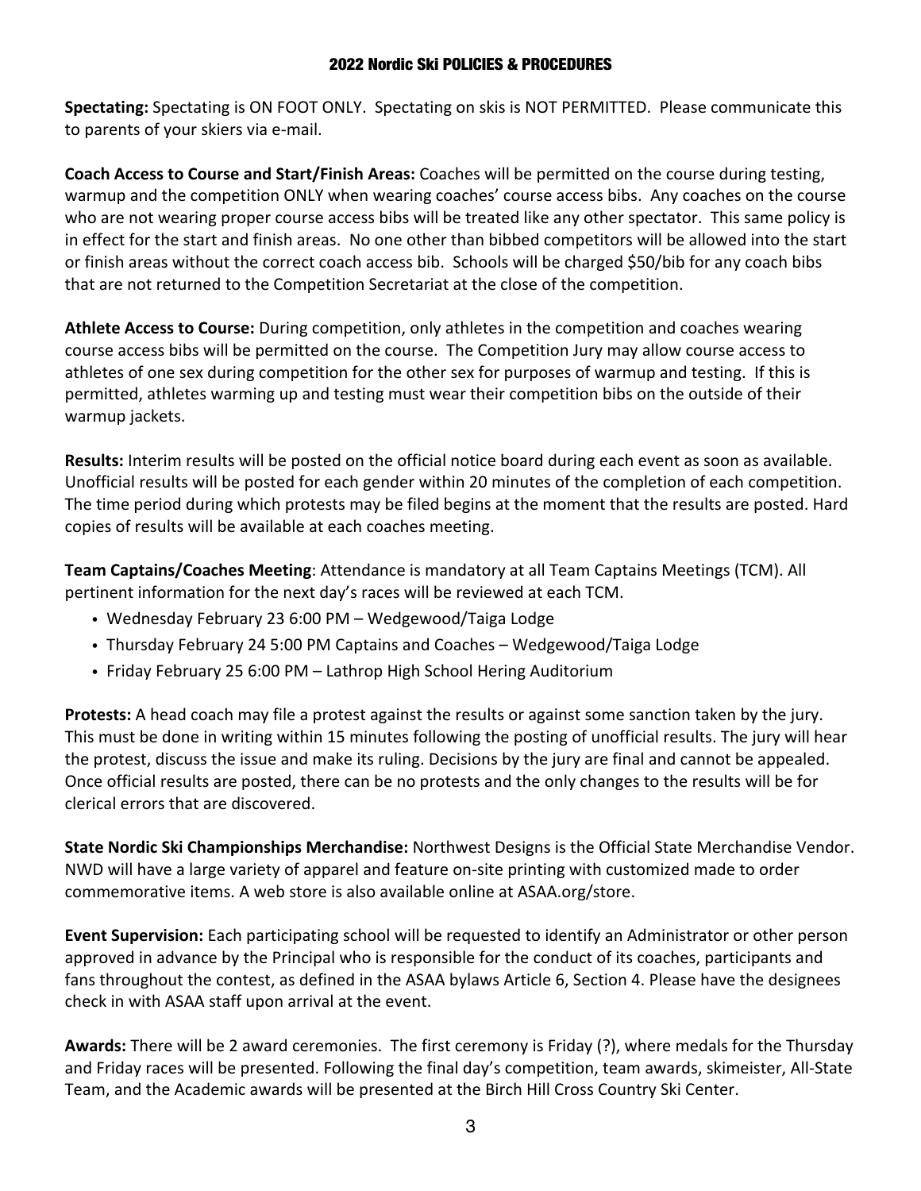## 2022 Nordic Ski POLICIES & PROCEDURES

**Spectating:** Spectating is ON FOOT ONLY. Spectating on skis is NOT PERMITTED. Please communicate this to parents of your skiers via e-mail.

**Coach Access to Course and Start/Finish Areas:** Coaches will be permitted on the course during testing, warmup and the competition ONLY when wearing coaches' course access bibs. Any coaches on the course who are not wearing proper course access bibs will be treated like any other spectator. This same policy is in effect for the start and finish areas. No one other than bibbed competitors will be allowed into the start or finish areas without the correct coach access bib. Schools will be charged $50/bib for any coach bibs that are not returned to the Competition Secretariat at the close of the competition.

**Athlete Access to Course:** During competition, only athletes in the competition and coaches wearing course access bibs will be permitted on the course. The Competition Jury may allow course access to athletes of one sex during competition for the other sex for purposes of warmup and testing. If this is permitted, athletes warming up and testing must wear their competition bibs on the outside of their warmup jackets.

**Results:** Interim results will be posted on the official notice board during each event as soon as available. Unofficial results will be posted for each gender within 20 minutes of the completion of each competition. The time period during which protests may be filed begins at the moment that the results are posted. Hard copies of results will be available at each coaches meeting.

**Team Captains/Coaches Meeting**: Attendance is mandatory at all Team Captains Meetings (TCM). All pertinent information for the next day's races will be reviewed at each TCM.

- Wednesday February 23 6:00 PM – Wedgewood/Taiga Lodge
- Thursday February 24 5:00 PM Captains and Coaches – Wedgewood/Taiga Lodge
- Friday February 25 6:00 PM – Lathrop High School Hering Auditorium

**Protests:** A head coach may file a protest against the results or against some sanction taken by the jury. This must be done in writing within 15 minutes following the posting of unofficial results. The jury will hear the protest, discuss the issue and make its ruling. Decisions by the jury are final and cannot be appealed. Once official results are posted, there can be no protests and the only changes to the results will be for clerical errors that are discovered.

**State Nordic Ski Championships Merchandise:** Northwest Designs is the Official State Merchandise Vendor. NWD will have a large variety of apparel and feature on-site printing with customized made to order commemorative items. A web store is also available online at ASAA.org/store.

**Event Supervision:** Each participating school will be requested to identify an Administrator or other person approved in advance by the Principal who is responsible for the conduct of its coaches, participants and fans throughout the contest, as defined in the ASAA bylaws Article 6, Section 4. Please have the designees check in with ASAA staff upon arrival at the event.

**Awards:** There will be 2 award ceremonies. The first ceremony is Friday (?), where medals for the Thursday and Friday races will be presented. Following the final day's competition, team awards, skimeister, All-State Team, and the Academic awards will be presented at the Birch Hill Cross Country Ski Center.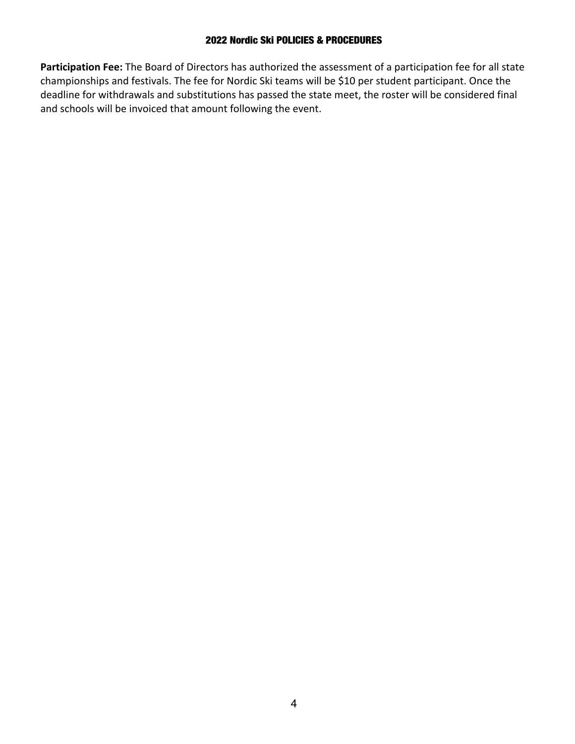**Participation Fee:** The Board of Directors has authorized the assessment of a participation fee for all state championships and festivals. The fee for Nordic Ski teams will be $10 per student participant. Once the deadline for withdrawals and substitutions has passed the state meet, the roster will be considered final and schools will be invoiced that amount following the event.